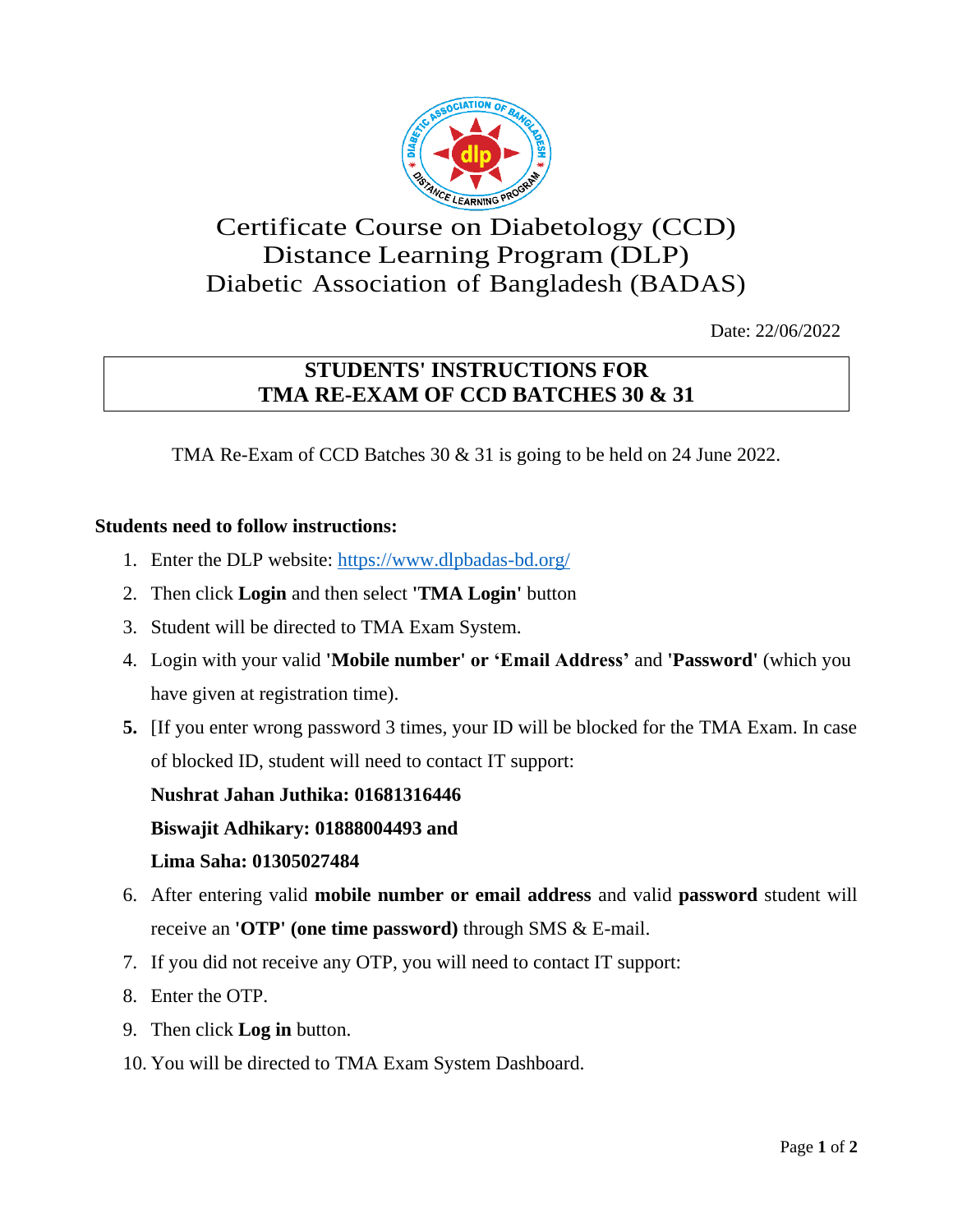# Certificate Course on Diabetology (CCD)
# Distance Learning Program (DLP)
# Diabetic Association of Bangladesh (BADAS)

Date: 22/06/2022

## STUDENTS' INSTRUCTIONS FOR TMA RE-EXAM OF CCD BATCHES 30 & 31

TMA Re-Exam of CCD Batches 30 & 31 is going to be held on 24 June 2022.

**Students need to follow instructions:**

1. Enter the DLP website: https://www.dlpbadas-bd.org/
2. Then click **Login** and then select **'TMA Login'** button
3. Student will be directed to TMA Exam System.
4. Login with your valid **'Mobile number' or 'Email Address'** and **'Password'** (which you have given at registration time).
5. [If you enter wrong password 3 times, your ID will be blocked for the TMA Exam. In case of blocked ID, student will need to contact IT support:

   **Nushrat Jahan Juthika: 01681316446**

   **Biswajit Adhikary: 01888004493 and**

   **Lima Saha: 01305027484**
6. After entering valid **mobile number or email address** and valid **password** student will receive an **'OTP' (one time password)** through SMS & E-mail.
7. If you did not receive any OTP, you will need to contact IT support:
8. Enter the OTP.
9. Then click **Log in** button.
10. You will be directed to TMA Exam System Dashboard.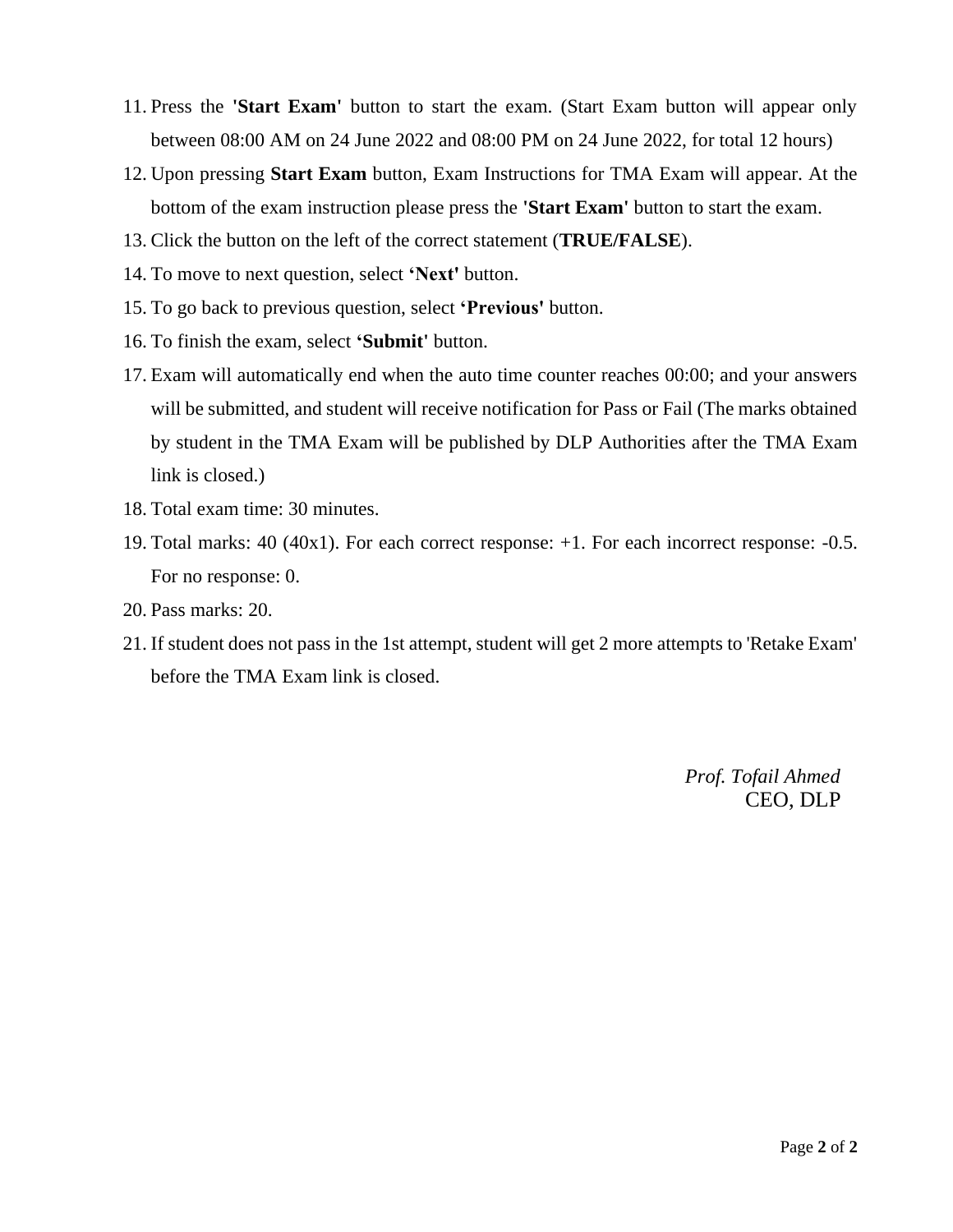11. Press the **'Start Exam'** button to start the exam. (Start Exam button will appear only between 08:00 AM on 24 June 2022 and 08:00 PM on 24 June 2022, for total 12 hours)
12. Upon pressing **Start Exam** button, Exam Instructions for TMA Exam will appear. At the bottom of the exam instruction please press the **'Start Exam'** button to start the exam.
13. Click the button on the left of the correct statement (**TRUE/FALSE**).
14. To move to next question, select **'Next'** button.
15. To go back to previous question, select **'Previous'** button.
16. To finish the exam, select **'Submit'** button.
17. Exam will automatically end when the auto time counter reaches 00:00; and your answers will be submitted, and student will receive notification for Pass or Fail (The marks obtained by student in the TMA Exam will be published by DLP Authorities after the TMA Exam link is closed.)
18. Total exam time: 30 minutes.
19. Total marks: 40 (40x1). For each correct response: +1. For each incorrect response: -0.5. For no response: 0.
20. Pass marks: 20.
21. If student does not pass in the 1st attempt, student will get 2 more attempts to 'Retake Exam' before the TMA Exam link is closed.

*Prof. Tofail Ahmed*
CEO, DLP